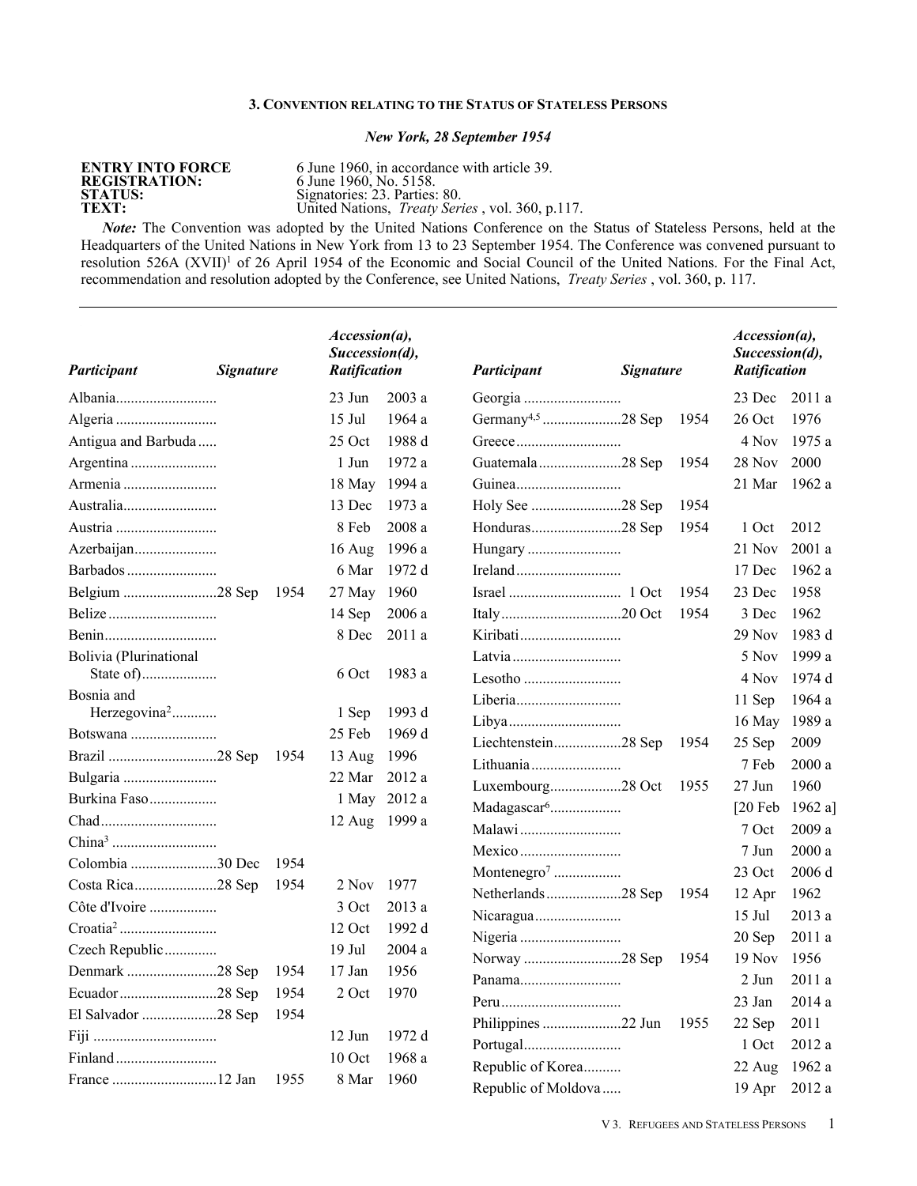### 3. Convention relating to the Status of Stateless Persons

*New York, 28 September 1954*

**ENTRY INTO FORCE** 6 June 1960, in accordance with article 39.
**REGISTRATION:** 6 June 1960, No. 5158.
**STATUS:** Signatories: 23. Parties: 80.
**TEXT:** United Nations, *Treaty Series* , vol. 360, p.117.

***Note:*** The Convention was adopted by the United Nations Conference on the Status of Stateless Persons, held at the Headquarters of the United Nations in New York from 13 to 23 September 1954. The Conference was convened pursuant to resolution 526A (XVII)[1] of 26 April 1954 of the Economic and Social Council of the United Nations. For the Final Act, recommendation and resolution adopted by the Conference, see United Nations, *Treaty Series* , vol. 360, p. 117.

| *Participant* | *Signature* | *Accession(a), Succession(d), Ratification* |
|---|---|---|
| Albania | | 23 Jun 2003 a |
| Algeria | | 15 Jul 1964 a |
| Antigua and Barbuda | | 25 Oct 1988 d |
| Argentina | | 1 Jun 1972 a |
| Armenia | | 18 May 1994 a |
| Australia | | 13 Dec 1973 a |
| Austria | | 8 Feb 2008 a |
| Azerbaijan | | 16 Aug 1996 a |
| Barbados | | 6 Mar 1972 d |
| Belgium | 28 Sep 1954 | 27 May 1960 |
| Belize | | 14 Sep 2006 a |
| Benin | | 8 Dec 2011 a |
| Bolivia (Plurinational State of) | | 6 Oct 1983 a |
| Bosnia and Herzegovina[2] | | 1 Sep 1993 d |
| Botswana | | 25 Feb 1969 d |
| Brazil | 28 Sep 1954 | 13 Aug 1996 |
| Bulgaria | | 22 Mar 2012 a |
| Burkina Faso | | 1 May 2012 a |
| Chad | | 12 Aug 1999 a |
| China[3] | | |
| Colombia | 30 Dec 1954 | |
| Costa Rica | 28 Sep 1954 | 2 Nov 1977 |
| Côte d'Ivoire | | 3 Oct 2013 a |
| Croatia[2] | | 12 Oct 1992 d |
| Czech Republic | | 19 Jul 2004 a |
| Denmark | 28 Sep 1954 | 17 Jan 1956 |
| Ecuador | 28 Sep 1954 | 2 Oct 1970 |
| El Salvador | 28 Sep 1954 | |
| Fiji | | 12 Jun 1972 d |
| Finland | | 10 Oct 1968 a |
| France | 12 Jan 1955 | 8 Mar 1960 |
| Georgia | | 23 Dec 2011 a |
| Germany[4,5] | 28 Sep 1954 | 26 Oct 1976 |
| Greece | | 4 Nov 1975 a |
| Guatemala | 28 Sep 1954 | 28 Nov 2000 |
| Guinea | | 21 Mar 1962 a |
| Holy See | 28 Sep 1954 | |
| Honduras | 28 Sep 1954 | 1 Oct 2012 |
| Hungary | | 21 Nov 2001 a |
| Ireland | | 17 Dec 1962 a |
| Israel | 1 Oct 1954 | 23 Dec 1958 |
| Italy | 20 Oct 1954 | 3 Dec 1962 |
| Kiribati | | 29 Nov 1983 d |
| Latvia | | 5 Nov 1999 a |
| Lesotho | | 4 Nov 1974 d |
| Liberia | | 11 Sep 1964 a |
| Libya | | 16 May 1989 a |
| Liechtenstein | 28 Sep 1954 | 25 Sep 2009 |
| Lithuania | | 7 Feb 2000 a |
| Luxembourg | 28 Oct 1955 | 27 Jun 1960 |
| Madagascar[6] | | [20 Feb 1962 a] |
| Malawi | | 7 Oct 2009 a |
| Mexico | | 7 Jun 2000 a |
| Montenegro[7] | | 23 Oct 2006 d |
| Netherlands | 28 Sep 1954 | 12 Apr 1962 |
| Nicaragua | | 15 Jul 2013 a |
| Nigeria | | 20 Sep 2011 a |
| Norway | 28 Sep 1954 | 19 Nov 1956 |
| Panama | | 2 Jun 2011 a |
| Peru | | 23 Jan 2014 a |
| Philippines | 22 Jun 1955 | 22 Sep 2011 |
| Portugal | | 1 Oct 2012 a |
| Republic of Korea | | 22 Aug 1962 a |
| Republic of Moldova | | 19 Apr 2012 a |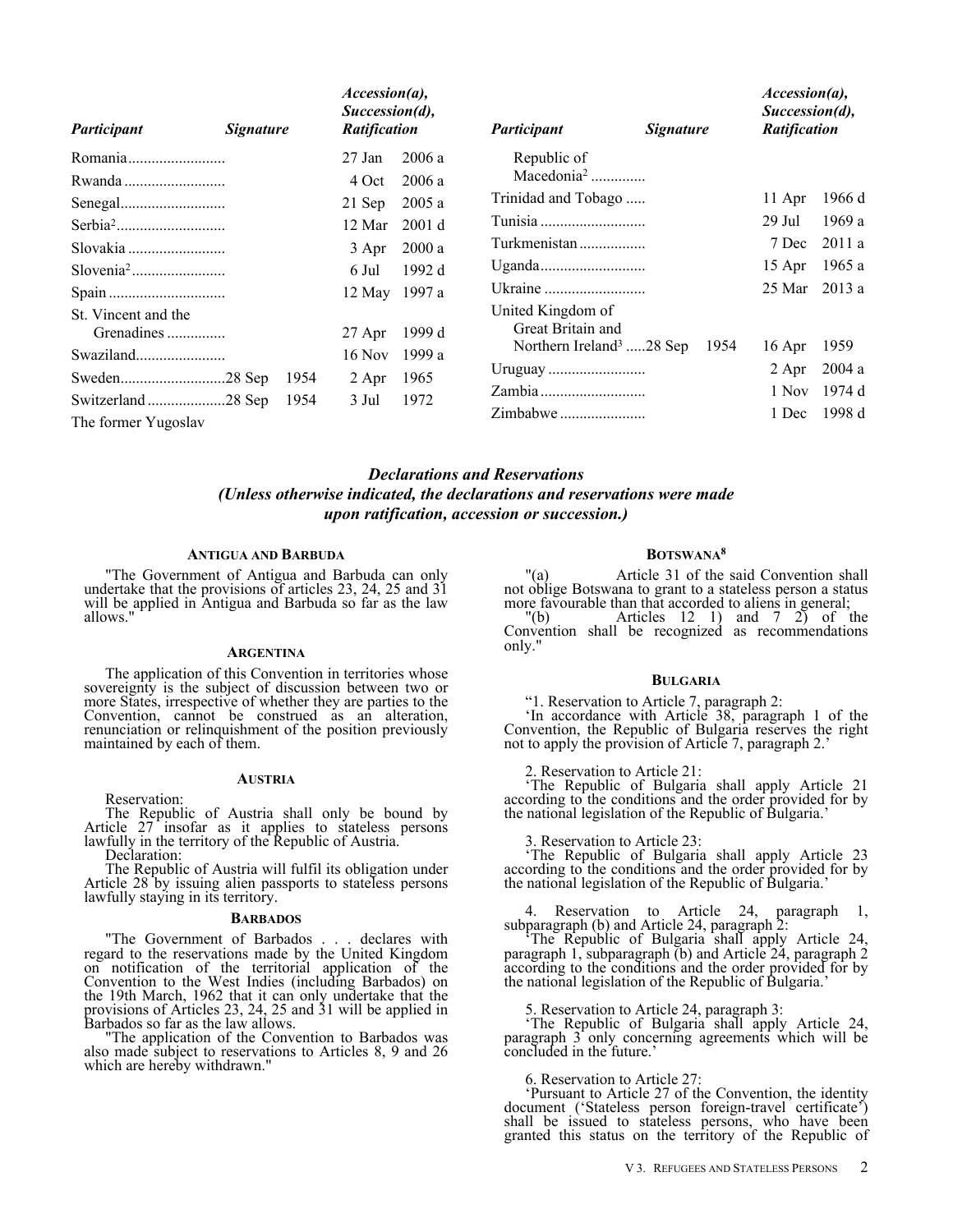| Participant | Signature | Accession(a), Succession(d), Ratification |
|---|---|---|
| Romania | | 27 Jan 2006 a |
| Rwanda | | 4 Oct 2006 a |
| Senegal | | 21 Sep 2005 a |
| Serbia[2] | | 12 Mar 2001 d |
| Slovakia | | 3 Apr 2000 a |
| Slovenia[2] | | 6 Jul 1992 d |
| Spain | | 12 May 1997 a |
| St. Vincent and the Grenadines | | 27 Apr 1999 d |
| Swaziland | | 16 Nov 1999 a |
| Sweden | 28 Sep 1954 | 2 Apr 1965 |
| Switzerland | 28 Sep 1954 | 3 Jul 1972 |
| The former Yugoslav Republic of Macedonia[2] | | |
| Trinidad and Tobago | | 11 Apr 1966 d |
| Tunisia | | 29 Jul 1969 a |
| Turkmenistan | | 7 Dec 2011 a |
| Uganda | | 15 Apr 1965 a |
| Ukraine | | 25 Mar 2013 a |
| United Kingdom of Great Britain and Northern Ireland[3] | 28 Sep 1954 | 16 Apr 1959 |
| Uruguay | | 2 Apr 2004 a |
| Zambia | | 1 Nov 1974 d |
| Zimbabwe | | 1 Dec 1998 d |

## *Declarations and Reservations*
### *(Unless otherwise indicated, the declarations and reservations were made upon ratification, accession or succession.)*

#### Antigua and Barbuda

"The Government of Antigua and Barbuda can only undertake that the provisions of articles 23, 24, 25 and 31 will be applied in Antigua and Barbuda so far as the law allows."

#### Argentina

The application of this Convention in territories whose sovereignty is the subject of discussion between two or more States, irrespective of whether they are parties to the Convention, cannot be construed as an alteration, renunciation or relinquishment of the position previously maintained by each of them.

#### Austria

Reservation:

The Republic of Austria shall only be bound by Article 27 insofar as it applies to stateless persons lawfully in the territory of the Republic of Austria.

Declaration:

The Republic of Austria will fulfil its obligation under Article 28 by issuing alien passports to stateless persons lawfully staying in its territory.

#### Barbados

"The Government of Barbados . . . declares with regard to the reservations made by the United Kingdom on notification of the territorial application of the Convention to the West Indies (including Barbados) on the 19th March, 1962 that it can only undertake that the provisions of Articles 23, 24, 25 and 31 will be applied in Barbados so far as the law allows.

"The application of the Convention to Barbados was also made subject to reservations to Articles 8, 9 and 26 which are hereby withdrawn."

#### Botswana[8]

"(a) Article 31 of the said Convention shall not oblige Botswana to grant to a stateless person a status more favourable than that accorded to aliens in general;

"(b) Articles 12 1) and 7 2) of the Convention shall be recognized as recommendations only."

#### Bulgaria

"1. Reservation to Article 7, paragraph 2:

'In accordance with Article 38, paragraph 1 of the Convention, the Republic of Bulgaria reserves the right not to apply the provision of Article 7, paragraph 2.'

2. Reservation to Article 21:

'The Republic of Bulgaria shall apply Article 21 according to the conditions and the order provided for by the national legislation of the Republic of Bulgaria.'

3. Reservation to Article 23:

'The Republic of Bulgaria shall apply Article 23 according to the conditions and the order provided for by the national legislation of the Republic of Bulgaria.'

4. Reservation to Article 24, paragraph 1, subparagraph (b) and Article 24, paragraph 2:

'The Republic of Bulgaria shall apply Article 24, paragraph 1, subparagraph (b) and Article 24, paragraph 2 according to the conditions and the order provided for by the national legislation of the Republic of Bulgaria.'

5. Reservation to Article 24, paragraph 3:

'The Republic of Bulgaria shall apply Article 24, paragraph 3 only concerning agreements which will be concluded in the future.'

6. Reservation to Article 27:

'Pursuant to Article 27 of the Convention, the identity document ('Stateless person foreign-travel certificate') shall be issued to stateless persons, who have been granted this status on the territory of the Republic of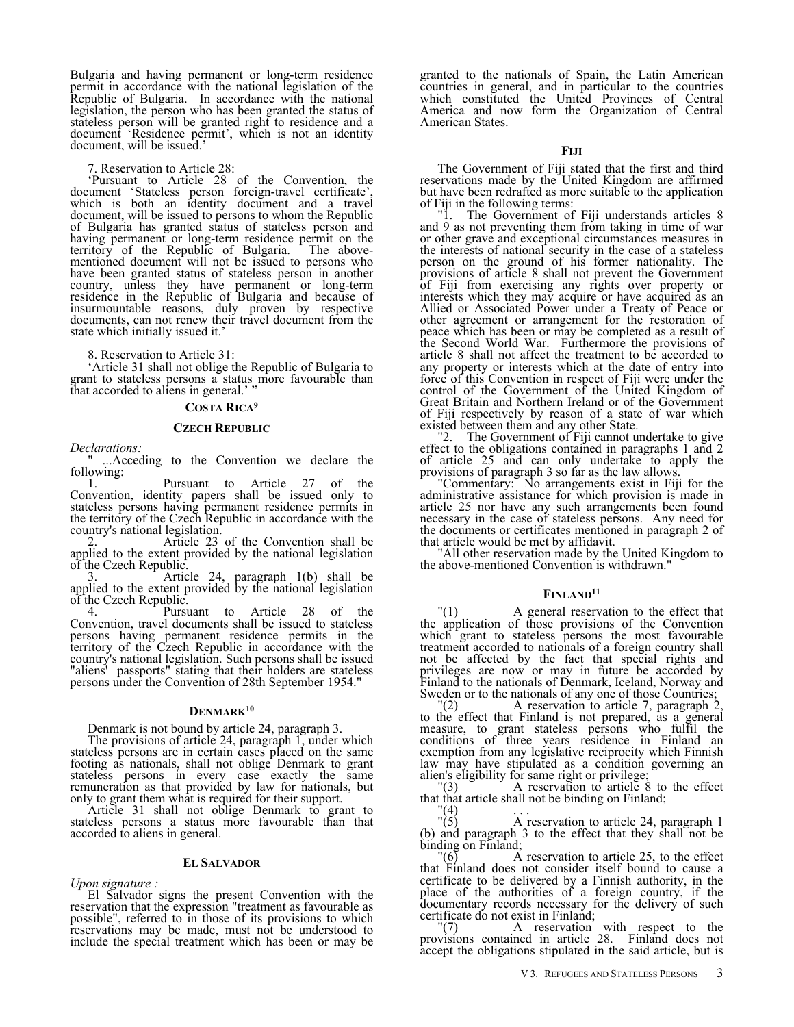Bulgaria and having permanent or long-term residence permit in accordance with the national legislation of the Republic of Bulgaria. In accordance with the national legislation, the person who has been granted the status of stateless person will be granted right to residence and a document 'Residence permit', which is not an identity document, will be issued.'

7. Reservation to Article 28:

'Pursuant to Article 28 of the Convention, the document 'Stateless person foreign-travel certificate', which is both an identity document and a travel document, will be issued to persons to whom the Republic of Bulgaria has granted status of stateless person and having permanent or long-term residence permit on the territory of the Republic of Bulgaria. The above-mentioned document will not be issued to persons who have been granted status of stateless person in another country, unless they have permanent or long-term residence in the Republic of Bulgaria and because of insurmountable reasons, duly proven by respective documents, can not renew their travel document from the state which initially issued it.'

8. Reservation to Article 31:

'Article 31 shall not oblige the Republic of Bulgaria to grant to stateless persons a status more favourable than that accorded to aliens in general.' "

## Costa Rica[9]

## Czech Republic

*Declarations:*

" ...Acceding to the Convention we declare the following:

1. Pursuant to Article 27 of the Convention, identity papers shall be issued only to stateless persons having permanent residence permits in the territory of the Czech Republic in accordance with the country's national legislation.
2. Article 23 of the Convention shall be applied to the extent provided by the national legislation of the Czech Republic.
3. Article 24, paragraph 1(b) shall be applied to the extent provided by the national legislation of the Czech Republic.
4. Pursuant to Article 28 of the Convention, travel documents shall be issued to stateless persons having permanent residence permits in the territory of the Czech Republic in accordance with the country's national legislation. Such persons shall be issued "aliens' passports" stating that their holders are stateless persons under the Convention of 28th September 1954."

## Denmark[10]

Denmark is not bound by article 24, paragraph 3.

The provisions of article 24, paragraph 1, under which stateless persons are in certain cases placed on the same footing as nationals, shall not oblige Denmark to grant stateless persons in every case exactly the same remuneration as that provided by law for nationals, but only to grant them what is required for their support.

Article 31 shall not oblige Denmark to grant to stateless persons a status more favourable than that accorded to aliens in general.

## El Salvador

*Upon signature :*

El Salvador signs the present Convention with the reservation that the expression "treatment as favourable as possible", referred to in those of its provisions to which reservations may be made, must not be understood to include the special treatment which has been or may be granted to the nationals of Spain, the Latin American countries in general, and in particular to the countries which constituted the United Provinces of Central America and now form the Organization of Central American States.

## Fiji

The Government of Fiji stated that the first and third reservations made by the United Kingdom are affirmed but have been redrafted as more suitable to the application of Fiji in the following terms:

"1. The Government of Fiji understands articles 8 and 9 as not preventing them from taking in time of war or other grave and exceptional circumstances measures in the interests of national security in the case of a stateless person on the ground of his former nationality. The provisions of article 8 shall not prevent the Government of Fiji from exercising any rights over property or interests which they may acquire or have acquired as an Allied or Associated Power under a Treaty of Peace or other agreement or arrangement for the restoration of peace which has been or may be completed as a result of the Second World War. Furthermore the provisions of article 8 shall not affect the treatment to be accorded to any property or interests which at the date of entry into force of this Convention in respect of Fiji were under the control of the Government of the United Kingdom of Great Britain and Northern Ireland or of the Government of Fiji respectively by reason of a state of war which existed between them and any other State.

"2. The Government of Fiji cannot undertake to give effect to the obligations contained in paragraphs 1 and 2 of article 25 and can only undertake to apply the provisions of paragraph 3 so far as the law allows.

"Commentary: No arrangements exist in Fiji for the administrative assistance for which provision is made in article 25 nor have any such arrangements been found necessary in the case of stateless persons. Any need for the documents or certificates mentioned in paragraph 2 of that article would be met by affidavit.

"All other reservation made by the United Kingdom to the above-mentioned Convention is withdrawn."

## Finland[11]

"(1) A general reservation to the effect that the application of those provisions of the Convention which grant to stateless persons the most favourable treatment accorded to nationals of a foreign country shall not be affected by the fact that special rights and privileges are now or may in future be accorded by Finland to the nationals of Denmark, Iceland, Norway and Sweden or to the nationals of any one of those Countries;

"(2) A reservation to article 7, paragraph 2, to the effect that Finland is not prepared, as a general measure, to grant stateless persons who fulfil the conditions of three years residence in Finland an exemption from any legislative reciprocity which Finnish law may have stipulated as a condition governing an alien's eligibility for same right or privilege;

"(3) A reservation to article 8 to the effect that that article shall not be binding on Finland;

"(4) . . .

"(5) A reservation to article 24, paragraph 1 (b) and paragraph 3 to the effect that they shall not be binding on Finland;

"(6) A reservation to article 25, to the effect that Finland does not consider itself bound to cause a certificate to be delivered by a Finnish authority, in the place of the authorities of a foreign country, if the documentary records necessary for the delivery of such certificate do not exist in Finland;

"(7) A reservation with respect to the provisions contained in article 28. Finland does not accept the obligations stipulated in the said article, but is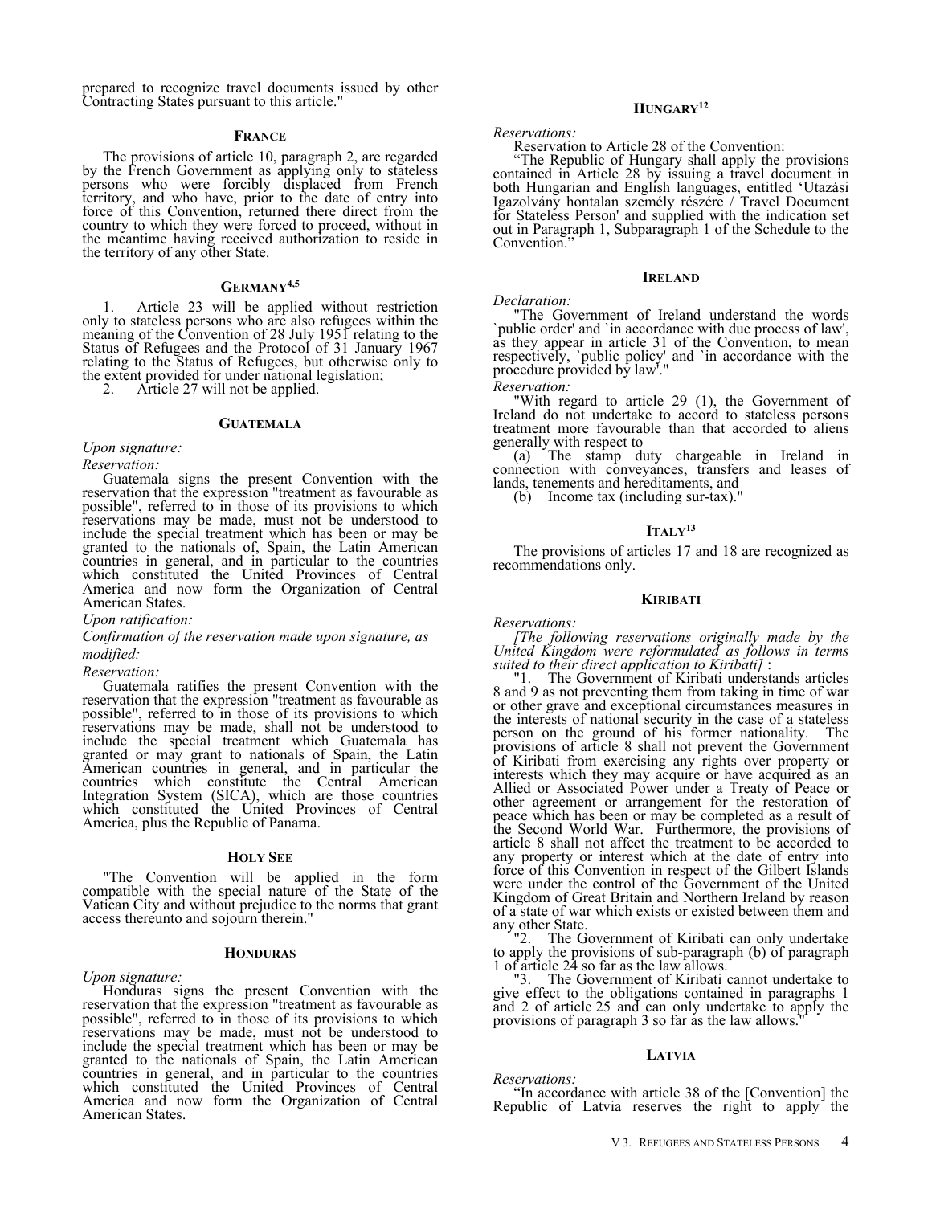prepared to recognize travel documents issued by other Contracting States pursuant to this article."

## France

The provisions of article 10, paragraph 2, are regarded by the French Government as applying only to stateless persons who were forcibly displaced from French territory, and who have, prior to the date of entry into force of this Convention, returned there direct from the country to which they were forced to proceed, without in the meantime having received authorization to reside in the territory of any other State.

## Germany[4,5]

1. Article 23 will be applied without restriction only to stateless persons who are also refugees within the meaning of the Convention of 28 July 1951 relating to the Status of Refugees and the Protocol of 31 January 1967 relating to the Status of Refugees, but otherwise only to the extent provided for under national legislation;
2. Article 27 will not be applied.

## Guatemala

*Upon signature:*

*Reservation:*

Guatemala signs the present Convention with the reservation that the expression "treatment as favourable as possible", referred to in those of its provisions to which reservations may be made, must not be understood to include the special treatment which has been or may be granted to the nationals of, Spain, the Latin American countries in general, and in particular to the countries which constituted the United Provinces of Central America and now form the Organization of Central American States.

*Upon ratification:*

*Confirmation of the reservation made upon signature, as modified:*

*Reservation:*

Guatemala ratifies the present Convention with the reservation that the expression "treatment as favourable as possible", referred to in those of its provisions to which reservations may be made, shall not be understood to include the special treatment which Guatemala has granted or may grant to nationals of Spain, the Latin American countries in general, and in particular the countries which constitute the Central American Integration System (SICA), which are those countries which constituted the United Provinces of Central America, plus the Republic of Panama.

## Holy See

"The Convention will be applied in the form compatible with the special nature of the State of the Vatican City and without prejudice to the norms that grant access thereunto and sojourn therein."

## Honduras

*Upon signature:*

Honduras signs the present Convention with the reservation that the expression "treatment as favourable as possible", referred to in those of its provisions to which reservations may be made, must not be understood to include the special treatment which has been or may be granted to the nationals of Spain, the Latin American countries in general, and in particular to the countries which constituted the United Provinces of Central America and now form the Organization of Central American States.

## Hungary[12]

*Reservations:*

Reservation to Article 28 of the Convention:

"The Republic of Hungary shall apply the provisions contained in Article 28 by issuing a travel document in both Hungarian and English languages, entitled 'Utazási Igazolvány hontalan személy részére / Travel Document for Stateless Person' and supplied with the indication set out in Paragraph 1, Subparagraph 1 of the Schedule to the Convention."

## Ireland

*Declaration:*

"The Government of Ireland understand the words `public order' and `in accordance with due process of law', as they appear in article 31 of the Convention, to mean respectively, `public policy' and `in accordance with the procedure provided by law'."

*Reservation:*

"With regard to article 29 (1), the Government of Ireland do not undertake to accord to stateless persons treatment more favourable than that accorded to aliens generally with respect to

(a) The stamp duty chargeable in Ireland in connection with conveyances, transfers and leases of lands, tenements and hereditaments, and

(b) Income tax (including sur-tax)."

## Italy[13]

The provisions of articles 17 and 18 are recognized as recommendations only.

## Kiribati

*Reservations:*

*[The following reservations originally made by the United Kingdom were reformulated as follows in terms suited to their direct application to Kiribati]* :

"1. The Government of Kiribati understands articles 8 and 9 as not preventing them from taking in time of war or other grave and exceptional circumstances measures in the interests of national security in the case of a stateless person on the ground of his former nationality. The provisions of article 8 shall not prevent the Government of Kiribati from exercising any rights over property or interests which they may acquire or have acquired as an Allied or Associated Power under a Treaty of Peace or other agreement or arrangement for the restoration of peace which has been or may be completed as a result of the Second World War. Furthermore, the provisions of article 8 shall not affect the treatment to be accorded to any property or interest which at the date of entry into force of this Convention in respect of the Gilbert Islands were under the control of the Government of the United Kingdom of Great Britain and Northern Ireland by reason of a state of war which exists or existed between them and any other State.

"2. The Government of Kiribati can only undertake to apply the provisions of sub-paragraph (b) of paragraph 1 of article 24 so far as the law allows.

"3. The Government of Kiribati cannot undertake to give effect to the obligations contained in paragraphs 1 and 2 of article 25 and can only undertake to apply the provisions of paragraph 3 so far as the law allows."

## Latvia

*Reservations:*

"In accordance with article 38 of the [Convention] the Republic of Latvia reserves the right to apply the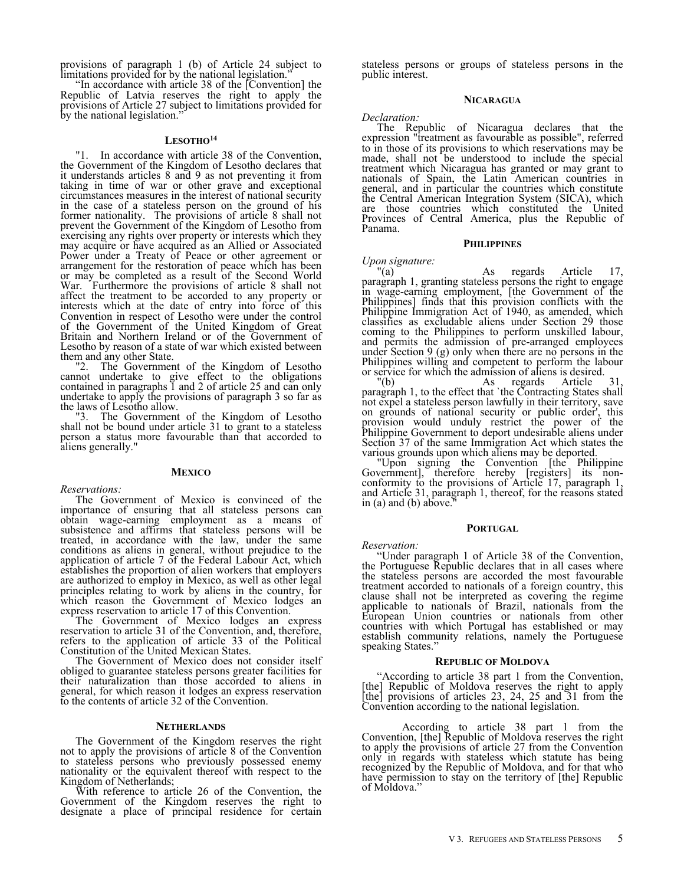provisions of paragraph 1 (b) of Article 24 subject to limitations provided for by the national legislation."

"In accordance with article 38 of the [Convention] the Republic of Latvia reserves the right to apply the provisions of Article 27 subject to limitations provided for by the national legislation."

### Lesotho[14]

"1. In accordance with article 38 of the Convention, the Government of the Kingdom of Lesotho declares that it understands articles 8 and 9 as not preventing it from taking in time of war or other grave and exceptional circumstances measures in the interest of national security in the case of a stateless person on the ground of his former nationality. The provisions of article 8 shall not prevent the Government of the Kingdom of Lesotho from exercising any rights over property or interests which they may acquire or have acquired as an Allied or Associated Power under a Treaty of Peace or other agreement or arrangement for the restoration of peace which has been or may be completed as a result of the Second World War. Furthermore the provisions of article 8 shall not affect the treatment to be accorded to any property or interests which at the date of entry into force of this Convention in respect of Lesotho were under the control of the Government of the United Kingdom of Great Britain and Northern Ireland or of the Government of Lesotho by reason of a state of war which existed between them and any other State.

"2. The Government of the Kingdom of Lesotho cannot undertake to give effect to the obligations contained in paragraphs 1 and 2 of article 25 and can only undertake to apply the provisions of paragraph 3 so far as the laws of Lesotho allow.

"3. The Government of the Kingdom of Lesotho shall not be bound under article 31 to grant to a stateless person a status more favourable than that accorded to aliens generally."

### Mexico

*Reservations:*

The Government of Mexico is convinced of the importance of ensuring that all stateless persons can obtain wage-earning employment as a means of subsistence and affirms that stateless persons will be treated, in accordance with the law, under the same conditions as aliens in general, without prejudice to the application of article 7 of the Federal Labour Act, which establishes the proportion of alien workers that employers are authorized to employ in Mexico, as well as other legal principles relating to work by aliens in the country, for which reason the Government of Mexico lodges an express reservation to article 17 of this Convention.

The Government of Mexico lodges an express reservation to article 31 of the Convention, and, therefore, refers to the application of article 33 of the Political Constitution of the United Mexican States.

The Government of Mexico does not consider itself obliged to guarantee stateless persons greater facilities for their naturalization than those accorded to aliens in general, for which reason it lodges an express reservation to the contents of article 32 of the Convention.

### Netherlands

The Government of the Kingdom reserves the right not to apply the provisions of article 8 of the Convention to stateless persons who previously possessed enemy nationality or the equivalent thereof with respect to the Kingdom of Netherlands;

With reference to article 26 of the Convention, the Government of the Kingdom reserves the right to designate a place of principal residence for certain stateless persons or groups of stateless persons in the public interest.

### Nicaragua

*Declaration:*

The Republic of Nicaragua declares that the expression "treatment as favourable as possible", referred to in those of its provisions to which reservations may be made, shall not be understood to include the special treatment which Nicaragua has granted or may grant to nationals of Spain, the Latin American countries in general, and in particular the countries which constitute the Central American Integration System (SICA), which are those countries which constituted the United Provinces of Central America, plus the Republic of Panama.

### Philippines

*Upon signature:*

"(a) As regards Article 17, paragraph 1, granting stateless persons the right to engage in wage-earning employment, [the Government of the Philippines] finds that this provision conflicts with the Philippine Immigration Act of 1940, as amended, which classifies as excludable aliens under Section 29 those coming to the Philippines to perform unskilled labour, and permits the admission of pre-arranged employees under Section 9 (g) only when there are no persons in the Philippines willing and competent to perform the labour or service for which the admission of aliens is desired.

"(b) As regards Article 31, paragraph 1, to the effect that `the Contracting States shall not expel a stateless person lawfully in their territory, save on grounds of national security or public order', this provision would unduly restrict the power of the Philippine Government to deport undesirable aliens under Section 37 of the same Immigration Act which states the various grounds upon which aliens may be deported.

"Upon signing the Convention [the Philippine Government], therefore hereby [registers] its non-conformity to the provisions of Article 17, paragraph 1, and Article 31, paragraph 1, thereof, for the reasons stated in (a) and (b) above."

### Portugal

*Reservation:*

"Under paragraph 1 of Article 38 of the Convention, the Portuguese Republic declares that in all cases where the stateless persons are accorded the most favourable treatment accorded to nationals of a foreign country, this clause shall not be interpreted as covering the regime applicable to nationals of Brazil, nationals from the European Union countries or nationals from other countries with which Portugal has established or may establish community relations, namely the Portuguese speaking States."

### Republic of Moldova

"According to article 38 part 1 from the Convention, [the] Republic of Moldova reserves the right to apply [the] provisions of articles 23, 24, 25 and 31 from the Convention according to the national legislation.

According to article 38 part 1 from the Convention, [the] Republic of Moldova reserves the right to apply the provisions of article 27 from the Convention only in regards with stateless which statute has being recognized by the Republic of Moldova, and for that who have permission to stay on the territory of [the] Republic of Moldova."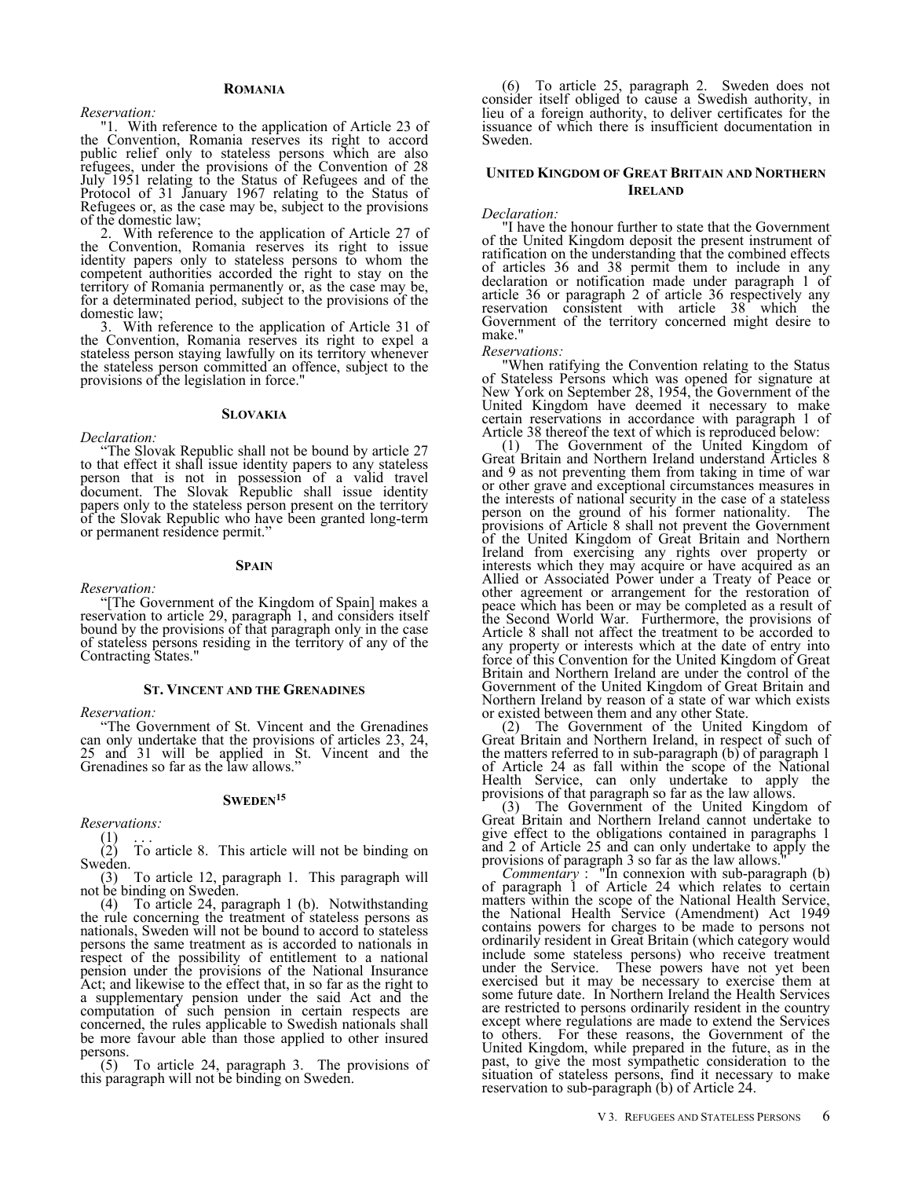#### Romania

*Reservation:*

"1. With reference to the application of Article 23 of the Convention, Romania reserves its right to accord public relief only to stateless persons which are also refugees, under the provisions of the Convention of 28 July 1951 relating to the Status of Refugees and of the Protocol of 31 January 1967 relating to the Status of Refugees or, as the case may be, subject to the provisions of the domestic law;

2. With reference to the application of Article 27 of the Convention, Romania reserves its right to issue identity papers only to stateless persons to whom the competent authorities accorded the right to stay on the territory of Romania permanently or, as the case may be, for a determinated period, subject to the provisions of the domestic law;

3. With reference to the application of Article 31 of the Convention, Romania reserves its right to expel a stateless person staying lawfully on its territory whenever the stateless person committed an offence, subject to the provisions of the legislation in force."

#### Slovakia

*Declaration:*

"The Slovak Republic shall not be bound by article 27 to that effect it shall issue identity papers to any stateless person that is not in possession of a valid travel document. The Slovak Republic shall issue identity papers only to the stateless person present on the territory of the Slovak Republic who have been granted long-term or permanent residence permit."

#### Spain

*Reservation:*

"[The Government of the Kingdom of Spain] makes a reservation to article 29, paragraph 1, and considers itself bound by the provisions of that paragraph only in the case of stateless persons residing in the territory of any of the Contracting States."

#### St. Vincent and the Grenadines

*Reservation:*

"The Government of St. Vincent and the Grenadines can only undertake that the provisions of articles 23, 24, 25 and 31 will be applied in St. Vincent and the Grenadines so far as the law allows."

#### Sweden[15]

*Reservations:*

(1) . . .

(2) To article 8. This article will not be binding on Sweden.

(3) To article 12, paragraph 1. This paragraph will not be binding on Sweden.

(4) To article 24, paragraph 1 (b). Notwithstanding the rule concerning the treatment of stateless persons as nationals, Sweden will not be bound to accord to stateless persons the same treatment as is accorded to nationals in respect of the possibility of entitlement to a national pension under the provisions of the National Insurance Act; and likewise to the effect that, in so far as the right to a supplementary pension under the said Act and the computation of such pension in certain respects are concerned, the rules applicable to Swedish nationals shall be more favour able than those applied to other insured persons.

(5) To article 24, paragraph 3. The provisions of this paragraph will not be binding on Sweden.

(6) To article 25, paragraph 2. Sweden does not consider itself obliged to cause a Swedish authority, in lieu of a foreign authority, to deliver certificates for the issuance of which there is insufficient documentation in Sweden.

#### United Kingdom of Great Britain and Northern Ireland

*Declaration:*

"I have the honour further to state that the Government of the United Kingdom deposit the present instrument of ratification on the understanding that the combined effects of articles 36 and 38 permit them to include in any declaration or notification made under paragraph 1 of article 36 or paragraph 2 of article 36 respectively any reservation consistent with article 38 which the Government of the territory concerned might desire to make."

*Reservations:*

"When ratifying the Convention relating to the Status of Stateless Persons which was opened for signature at New York on September 28, 1954, the Government of the United Kingdom have deemed it necessary to make certain reservations in accordance with paragraph 1 of Article 38 thereof the text of which is reproduced below:

(1) The Government of the United Kingdom of Great Britain and Northern Ireland understand Articles 8 and 9 as not preventing them from taking in time of war or other grave and exceptional circumstances measures in the interests of national security in the case of a stateless person on the ground of his former nationality. The provisions of Article 8 shall not prevent the Government of the United Kingdom of Great Britain and Northern Ireland from exercising any rights over property or interests which they may acquire or have acquired as an Allied or Associated Power under a Treaty of Peace or other agreement or arrangement for the restoration of peace which has been or may be completed as a result of the Second World War. Furthermore, the provisions of Article 8 shall not affect the treatment to be accorded to any property or interests which at the date of entry into force of this Convention for the United Kingdom of Great Britain and Northern Ireland are under the control of the Government of the United Kingdom of Great Britain and Northern Ireland by reason of a state of war which exists or existed between them and any other State.

(2) The Government of the United Kingdom of Great Britain and Northern Ireland, in respect of such of the matters referred to in sub-paragraph (b) of paragraph 1 of Article 24 as fall within the scope of the National Health Service, can only undertake to apply the provisions of that paragraph so far as the law allows.

(3) The Government of the United Kingdom of Great Britain and Northern Ireland cannot undertake to give effect to the obligations contained in paragraphs 1 and 2 of Article 25 and can only undertake to apply the provisions of paragraph 3 so far as the law allows."

*Commentary* : "In connexion with sub-paragraph (b) of paragraph 1 of Article 24 which relates to certain matters within the scope of the National Health Service, the National Health Service (Amendment) Act 1949 contains powers for charges to be made to persons not ordinarily resident in Great Britain (which category would include some stateless persons) who receive treatment under the Service. These powers have not yet been exercised but it may be necessary to exercise them at some future date. In Northern Ireland the Health Services are restricted to persons ordinarily resident in the country except where regulations are made to extend the Services to others. For these reasons, the Government of the United Kingdom, while prepared in the future, as in the past, to give the most sympathetic consideration to the situation of stateless persons, find it necessary to make reservation to sub-paragraph (b) of Article 24.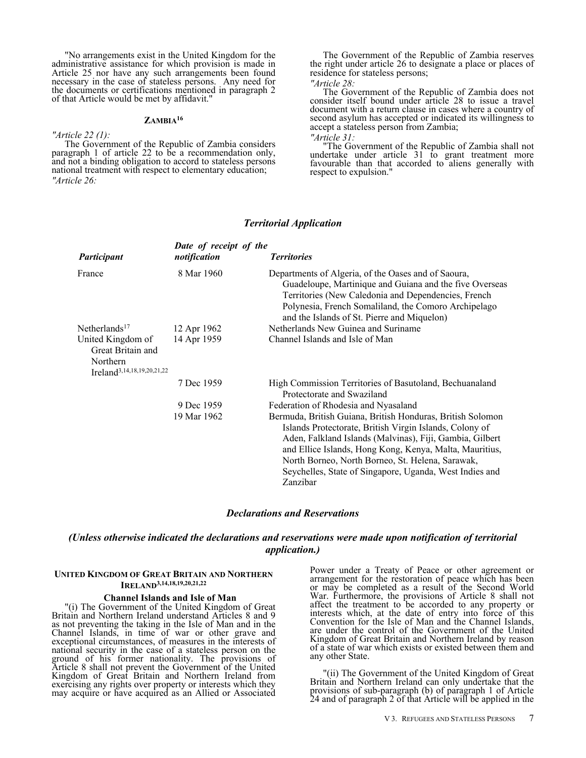"No arrangements exist in the United Kingdom for the administrative assistance for which provision is made in Article 25 nor have any such arrangements been found necessary in the case of stateless persons. Any need for the documents or certifications mentioned in paragraph 2 of that Article would be met by affidavit."

##### Zambia[16]

*"Article 22 (1):*

The Government of the Republic of Zambia considers paragraph 1 of article 22 to be a recommendation only, and not a binding obligation to accord to stateless persons national treatment with respect to elementary education;

*"Article 26:*

The Government of the Republic of Zambia reserves the right under article 26 to designate a place or places of residence for stateless persons;

*"Article 28:*

The Government of the Republic of Zambia does not consider itself bound under article 28 to issue a travel document with a return clause in cases where a country of second asylum has accepted or indicated its willingness to accept a stateless person from Zambia;

*"Article 31:*

"The Government of the Republic of Zambia shall not undertake under article 31 to grant treatment more favourable than that accorded to aliens generally with respect to expulsion."

### *Territorial Application*

| *Participant* | *Date of receipt of the notification* | *Territories* |
|---|---|---|
| France | 8 Mar 1960 | Departments of Algeria, of the Oases and of Saoura, Guadeloupe, Martinique and Guiana and the five Overseas Territories (New Caledonia and Dependencies, French Polynesia, French Somaliland, the Comoro Archipelago and the Islands of St. Pierre and Miquelon) |
| Netherlands[17] | 12 Apr 1962 | Netherlands New Guinea and Suriname |
| United Kingdom of Great Britain and Northern Ireland[3,14,18,19,20,21,22] | 14 Apr 1959 | Channel Islands and Isle of Man |
| | 7 Dec 1959 | High Commission Territories of Basutoland, Bechuanaland Protectorate and Swaziland |
| | 9 Dec 1959 | Federation of Rhodesia and Nyasaland |
| | 19 Mar 1962 | Bermuda, British Guiana, British Honduras, British Solomon Islands Protectorate, British Virgin Islands, Colony of Aden, Falkland Islands (Malvinas), Fiji, Gambia, Gilbert and Ellice Islands, Hong Kong, Kenya, Malta, Mauritius, North Borneo, North Borneo, St. Helena, Sarawak, Seychelles, State of Singapore, Uganda, West Indies and Zanzibar |

### *Declarations and Reservations*

### *(Unless otherwise indicated the declarations and reservations were made upon notification of territorial application.)*

##### United Kingdom of Great Britain and Northern Ireland[3,14,18,19,20,21,22]

**Channel Islands and Isle of Man**

"(i) The Government of the United Kingdom of Great Britain and Northern Ireland understand Articles 8 and 9 as not preventing the taking in the Isle of Man and in the Channel Islands, in time of war or other grave and exceptional circumstances, of measures in the interests of national security in the case of a stateless person on the ground of his former nationality. The provisions of Article 8 shall not prevent the Government of the United Kingdom of Great Britain and Northern Ireland from exercising any rights over property or interests which they may acquire or have acquired as an Allied or Associated Power under a Treaty of Peace or other agreement or arrangement for the restoration of peace which has been or may be completed as a result of the Second World War. Furthermore, the provisions of Article 8 shall not affect the treatment to be accorded to any property or interests which, at the date of entry into force of this Convention for the Isle of Man and the Channel Islands, are under the control of the Government of the United Kingdom of Great Britain and Northern Ireland by reason of a state of war which exists or existed between them and any other State.

"(ii) The Government of the United Kingdom of Great Britain and Northern Ireland can only undertake that the provisions of sub-paragraph (b) of paragraph 1 of Article 24 and of paragraph 2 of that Article will be applied in the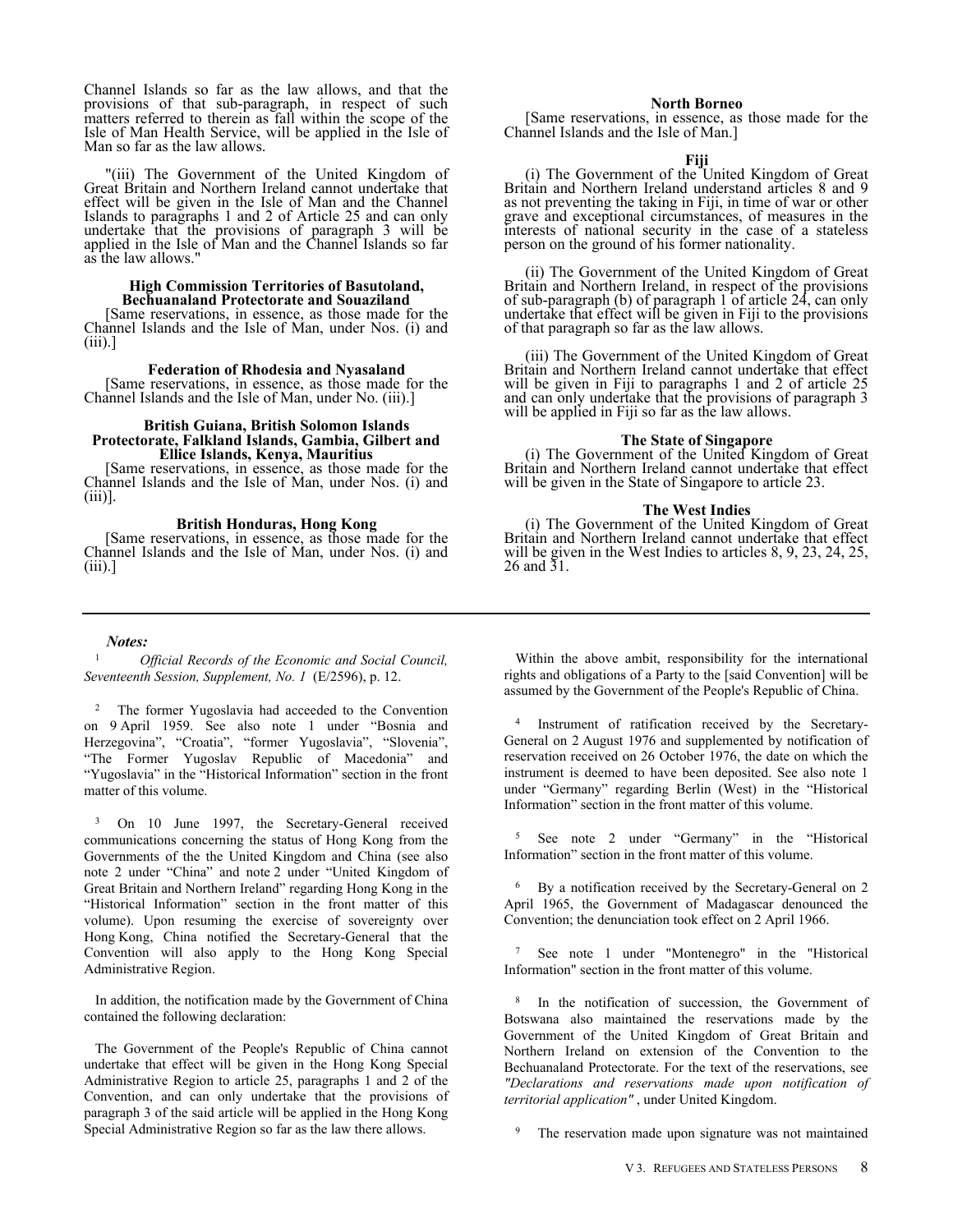Channel Islands so far as the law allows, and that the provisions of that sub-paragraph, in respect of such matters referred to therein as fall within the scope of the Isle of Man Health Service, will be applied in the Isle of Man so far as the law allows.

"(iii) The Government of the United Kingdom of Great Britain and Northern Ireland cannot undertake that effect will be given in the Isle of Man and the Channel Islands to paragraphs 1 and 2 of Article 25 and can only undertake that the provisions of paragraph 3 will be applied in the Isle of Man and the Channel Islands so far as the law allows."

**High Commission Territories of Basutoland, Bechuanaland Protectorate and Souaziland**

[Same reservations, in essence, as those made for the Channel Islands and the Isle of Man, under Nos. (i) and (iii).]

**Federation of Rhodesia and Nyasaland**

[Same reservations, in essence, as those made for the Channel Islands and the Isle of Man, under No. (iii).]

**British Guiana, British Solomon Islands Protectorate, Falkland Islands, Gambia, Gilbert and Ellice Islands, Kenya, Mauritius**

[Same reservations, in essence, as those made for the Channel Islands and the Isle of Man, under Nos. (i) and (iii)].

**British Honduras, Hong Kong**

[Same reservations, in essence, as those made for the Channel Islands and the Isle of Man, under Nos. (i) and (iii).]

**North Borneo**

[Same reservations, in essence, as those made for the Channel Islands and the Isle of Man.]

**Fiji**

(i) The Government of the United Kingdom of Great Britain and Northern Ireland understand articles 8 and 9 as not preventing the taking in Fiji, in time of war or other grave and exceptional circumstances, of measures in the interests of national security in the case of a stateless person on the ground of his former nationality.

(ii) The Government of the United Kingdom of Great Britain and Northern Ireland, in respect of the provisions of sub-paragraph (b) of paragraph 1 of article 24, can only undertake that effect will be given in Fiji to the provisions of that paragraph so far as the law allows.

(iii) The Government of the United Kingdom of Great Britain and Northern Ireland cannot undertake that effect will be given in Fiji to paragraphs 1 and 2 of article 25 and can only undertake that the provisions of paragraph 3 will be applied in Fiji so far as the law allows.

**The State of Singapore**

(i) The Government of the United Kingdom of Great Britain and Northern Ireland cannot undertake that effect will be given in the State of Singapore to article 23.

**The West Indies**

(i) The Government of the United Kingdom of Great Britain and Northern Ireland cannot undertake that effect will be given in the West Indies to articles 8, 9, 23, 24, 25, 26 and 31.

---

***Notes:***

[1] *Official Records of the Economic and Social Council, Seventeenth Session, Supplement, No. 1* (E/2596), p. 12.

[2] The former Yugoslavia had acceeded to the Convention on 9 April 1959. See also note 1 under "Bosnia and Herzegovina", "Croatia", "former Yugoslavia", "Slovenia", "The Former Yugoslav Republic of Macedonia" and "Yugoslavia" in the "Historical Information" section in the front matter of this volume.

[3] On 10 June 1997, the Secretary-General received communications concerning the status of Hong Kong from the Governments of the the United Kingdom and China (see also note 2 under "China" and note 2 under "United Kingdom of Great Britain and Northern Ireland" regarding Hong Kong in the "Historical Information" section in the front matter of this volume). Upon resuming the exercise of sovereignty over Hong Kong, China notified the Secretary-General that the Convention will also apply to the Hong Kong Special Administrative Region.

In addition, the notification made by the Government of China contained the following declaration:

The Government of the People's Republic of China cannot undertake that effect will be given in the Hong Kong Special Administrative Region to article 25, paragraphs 1 and 2 of the Convention, and can only undertake that the provisions of paragraph 3 of the said article will be applied in the Hong Kong Special Administrative Region so far as the law there allows.

Within the above ambit, responsibility for the international rights and obligations of a Party to the [said Convention] will be assumed by the Government of the People's Republic of China.

[4] Instrument of ratification received by the Secretary-General on 2 August 1976 and supplemented by notification of reservation received on 26 October 1976, the date on which the instrument is deemed to have been deposited. See also note 1 under "Germany" regarding Berlin (West) in the "Historical Information" section in the front matter of this volume.

[5] See note 2 under "Germany" in the "Historical Information" section in the front matter of this volume.

[6] By a notification received by the Secretary-General on 2 April 1965, the Government of Madagascar denounced the Convention; the denunciation took effect on 2 April 1966.

[7] See note 1 under "Montenegro" in the "Historical Information" section in the front matter of this volume.

[8] In the notification of succession, the Government of Botswana also maintained the reservations made by the Government of the United Kingdom of Great Britain and Northern Ireland on extension of the Convention to the Bechuanaland Protectorate. For the text of the reservations, see *"Declarations and reservations made upon notification of territorial application"* , under United Kingdom.

[9] The reservation made upon signature was not maintained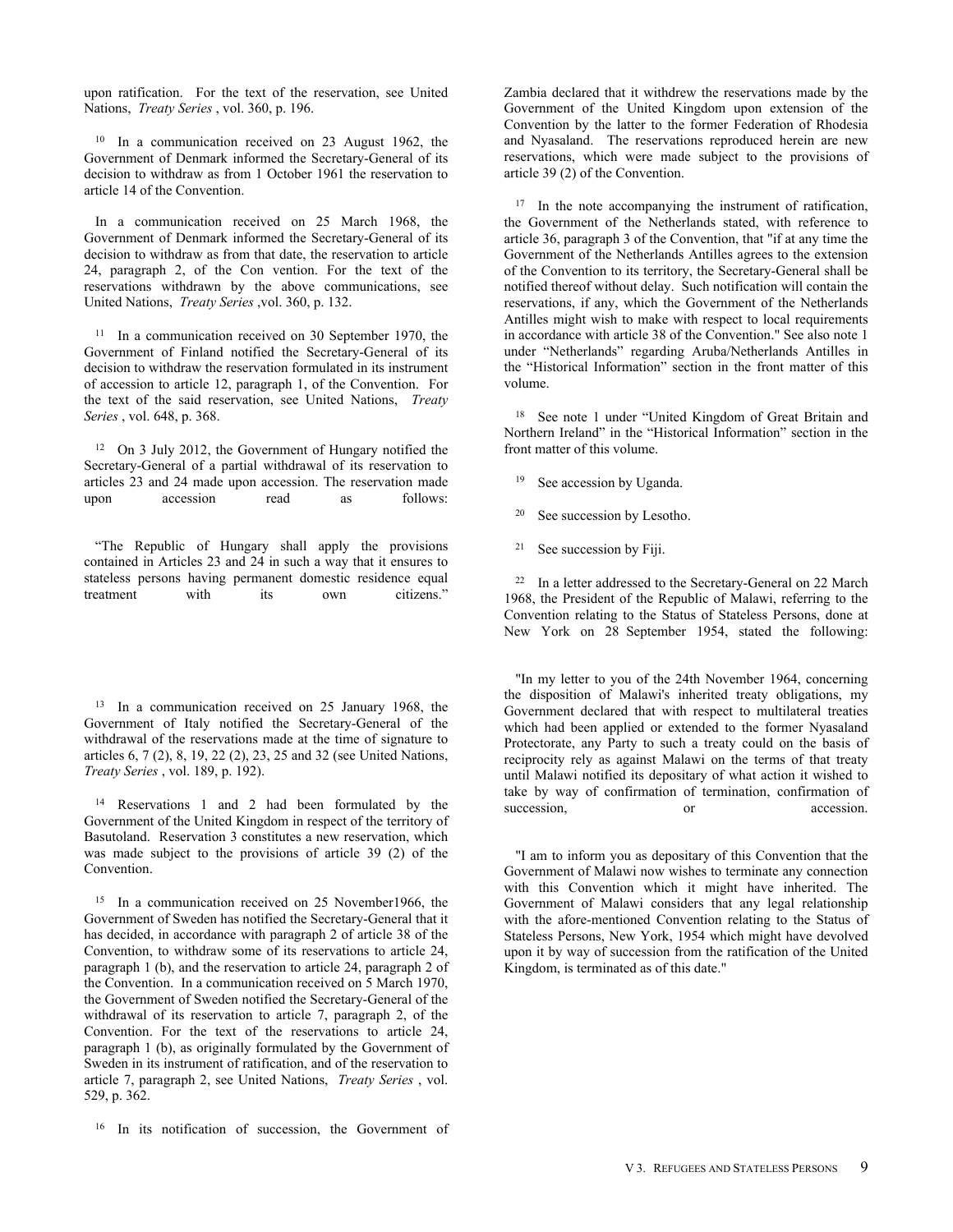upon ratification. For the text of the reservation, see United Nations, *Treaty Series* , vol. 360, p. 196.

[10] In a communication received on 23 August 1962, the Government of Denmark informed the Secretary-General of its decision to withdraw as from 1 October 1961 the reservation to article 14 of the Convention.

In a communication received on 25 March 1968, the Government of Denmark informed the Secretary-General of its decision to withdraw as from that date, the reservation to article 24, paragraph 2, of the Con vention. For the text of the reservations withdrawn by the above communications, see United Nations, *Treaty Series* ,vol. 360, p. 132.

[11] In a communication received on 30 September 1970, the Government of Finland notified the Secretary-General of its decision to withdraw the reservation formulated in its instrument of accession to article 12, paragraph 1, of the Convention. For the text of the said reservation, see United Nations, *Treaty Series* , vol. 648, p. 368.

[12] On 3 July 2012, the Government of Hungary notified the Secretary-General of a partial withdrawal of its reservation to articles 23 and 24 made upon accession. The reservation made upon accession read as follows:

"The Republic of Hungary shall apply the provisions contained in Articles 23 and 24 in such a way that it ensures to stateless persons having permanent domestic residence equal treatment with its own citizens."

[13] In a communication received on 25 January 1968, the Government of Italy notified the Secretary-General of the withdrawal of the reservations made at the time of signature to articles 6, 7 (2), 8, 19, 22 (2), 23, 25 and 32 (see United Nations, *Treaty Series* , vol. 189, p. 192).

[14] Reservations 1 and 2 had been formulated by the Government of the United Kingdom in respect of the territory of Basutoland. Reservation 3 constitutes a new reservation, which was made subject to the provisions of article 39 (2) of the Convention.

[15] In a communication received on 25 November1966, the Government of Sweden has notified the Secretary-General that it has decided, in accordance with paragraph 2 of article 38 of the Convention, to withdraw some of its reservations to article 24, paragraph 1 (b), and the reservation to article 24, paragraph 2 of the Convention. In a communication received on 5 March 1970, the Government of Sweden notified the Secretary-General of the withdrawal of its reservation to article 7, paragraph 2, of the Convention. For the text of the reservations to article 24, paragraph 1 (b), as originally formulated by the Government of Sweden in its instrument of ratification, and of the reservation to article 7, paragraph 2, see United Nations, *Treaty Series* , vol. 529, p. 362.

[16] In its notification of succession, the Government of Zambia declared that it withdrew the reservations made by the Government of the United Kingdom upon extension of the Convention by the latter to the former Federation of Rhodesia and Nyasaland. The reservations reproduced herein are new reservations, which were made subject to the provisions of article 39 (2) of the Convention.

[17] In the note accompanying the instrument of ratification, the Government of the Netherlands stated, with reference to article 36, paragraph 3 of the Convention, that "if at any time the Government of the Netherlands Antilles agrees to the extension of the Convention to its territory, the Secretary-General shall be notified thereof without delay. Such notification will contain the reservations, if any, which the Government of the Netherlands Antilles might wish to make with respect to local requirements in accordance with article 38 of the Convention." See also note 1 under "Netherlands" regarding Aruba/Netherlands Antilles in the "Historical Information" section in the front matter of this volume.

[18] See note 1 under "United Kingdom of Great Britain and Northern Ireland" in the "Historical Information" section in the front matter of this volume.

[19] See accession by Uganda.

[20] See succession by Lesotho.

[21] See succession by Fiji.

[22] In a letter addressed to the Secretary-General on 22 March 1968, the President of the Republic of Malawi, referring to the Convention relating to the Status of Stateless Persons, done at New York on 28 September 1954, stated the following:

"In my letter to you of the 24th November 1964, concerning the disposition of Malawi's inherited treaty obligations, my Government declared that with respect to multilateral treaties which had been applied or extended to the former Nyasaland Protectorate, any Party to such a treaty could on the basis of reciprocity rely as against Malawi on the terms of that treaty until Malawi notified its depositary of what action it wished to take by way of confirmation of termination, confirmation of succession, or accession.

"I am to inform you as depositary of this Convention that the Government of Malawi now wishes to terminate any connection with this Convention which it might have inherited. The Government of Malawi considers that any legal relationship with the afore-mentioned Convention relating to the Status of Stateless Persons, New York, 1954 which might have devolved upon it by way of succession from the ratification of the United Kingdom, is terminated as of this date."